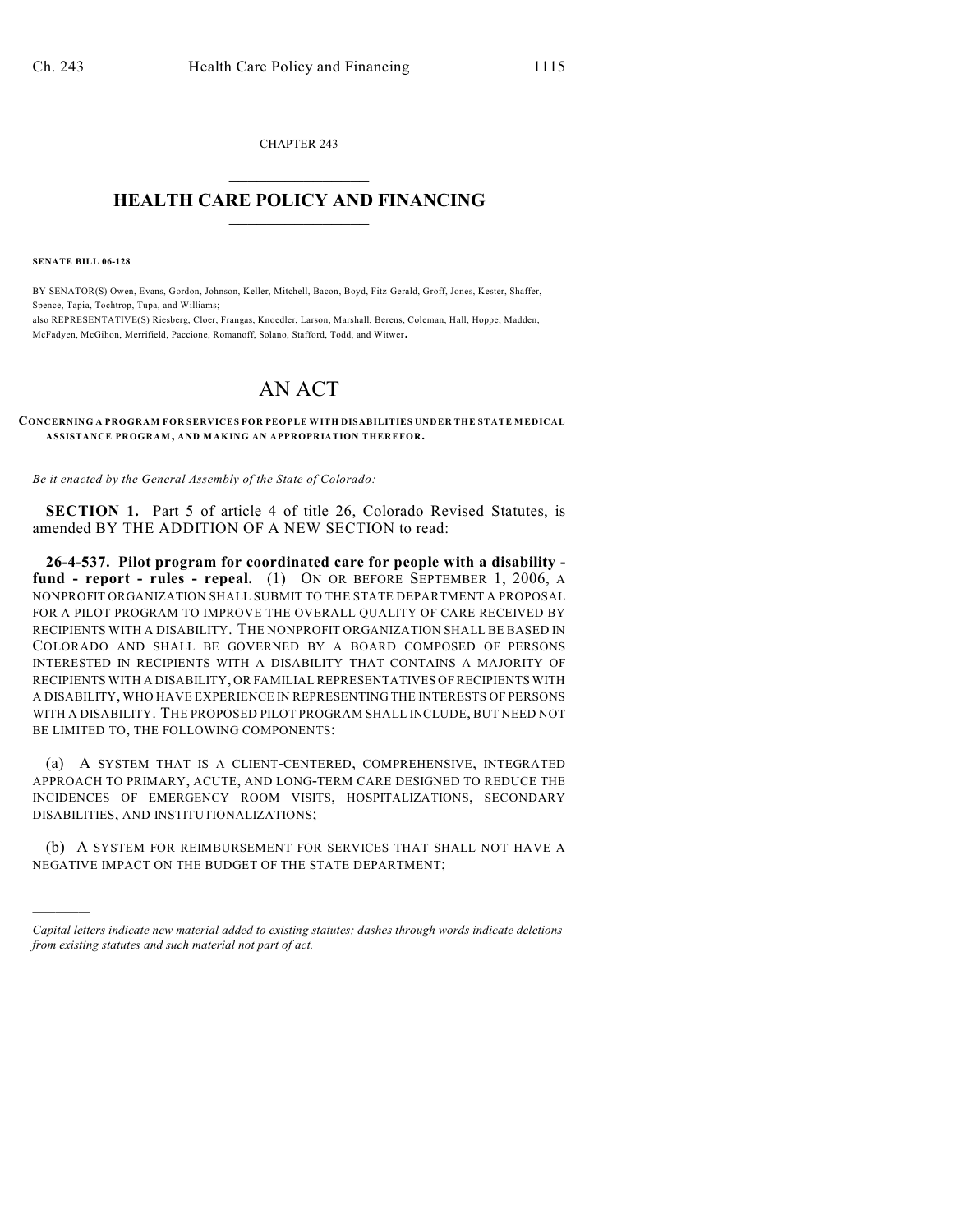CHAPTER 243

# HEALTH CARE POLICY AND FINANCING

**SENATE BILL 06-128**

BY SENATOR(S) Owen, Evans, Gordon, Johnson, Keller, Mitchell, Bacon, Boyd, Fitz-Gerald, Groff, Jones, Kester, Shaffer, Spence, Tapia, Tochtrop, Tupa, and Williams;
also REPRESENTATIVE(S) Riesberg, Cloer, Frangas, Knoedler, Larson, Marshall, Berens, Coleman, Hall, Hoppe, Madden, McFadyen, McGihon, Merrifield, Paccione, Romanoff, Solano, Stafford, Todd, and Witwer.

# AN ACT

**CONCERNING A PROGRAM FOR SERVICES FOR PEOPLE WITH DISABILITIES UNDER THE STATE MEDICAL ASSISTANCE PROGRAM, AND MAKING AN APPROPRIATION THEREFOR.**

*Be it enacted by the General Assembly of the State of Colorado:*

**SECTION 1.** Part 5 of article 4 of title 26, Colorado Revised Statutes, is amended BY THE ADDITION OF A NEW SECTION to read:

**26-4-537. Pilot program for coordinated care for people with a disability - fund - report - rules - repeal.** (1) ON OR BEFORE SEPTEMBER 1, 2006, A NONPROFIT ORGANIZATION SHALL SUBMIT TO THE STATE DEPARTMENT A PROPOSAL FOR A PILOT PROGRAM TO IMPROVE THE OVERALL QUALITY OF CARE RECEIVED BY RECIPIENTS WITH A DISABILITY. THE NONPROFIT ORGANIZATION SHALL BE BASED IN COLORADO AND SHALL BE GOVERNED BY A BOARD COMPOSED OF PERSONS INTERESTED IN RECIPIENTS WITH A DISABILITY THAT CONTAINS A MAJORITY OF RECIPIENTS WITH A DISABILITY, OR FAMILIAL REPRESENTATIVES OF RECIPIENTS WITH A DISABILITY, WHO HAVE EXPERIENCE IN REPRESENTING THE INTERESTS OF PERSONS WITH A DISABILITY. THE PROPOSED PILOT PROGRAM SHALL INCLUDE, BUT NEED NOT BE LIMITED TO, THE FOLLOWING COMPONENTS:

(a) A SYSTEM THAT IS A CLIENT-CENTERED, COMPREHENSIVE, INTEGRATED APPROACH TO PRIMARY, ACUTE, AND LONG-TERM CARE DESIGNED TO REDUCE THE INCIDENCES OF EMERGENCY ROOM VISITS, HOSPITALIZATIONS, SECONDARY DISABILITIES, AND INSTITUTIONALIZATIONS;

(b) A SYSTEM FOR REIMBURSEMENT FOR SERVICES THAT SHALL NOT HAVE A NEGATIVE IMPACT ON THE BUDGET OF THE STATE DEPARTMENT;

---

*Capital letters indicate new material added to existing statutes; dashes through words indicate deletions from existing statutes and such material not part of act.*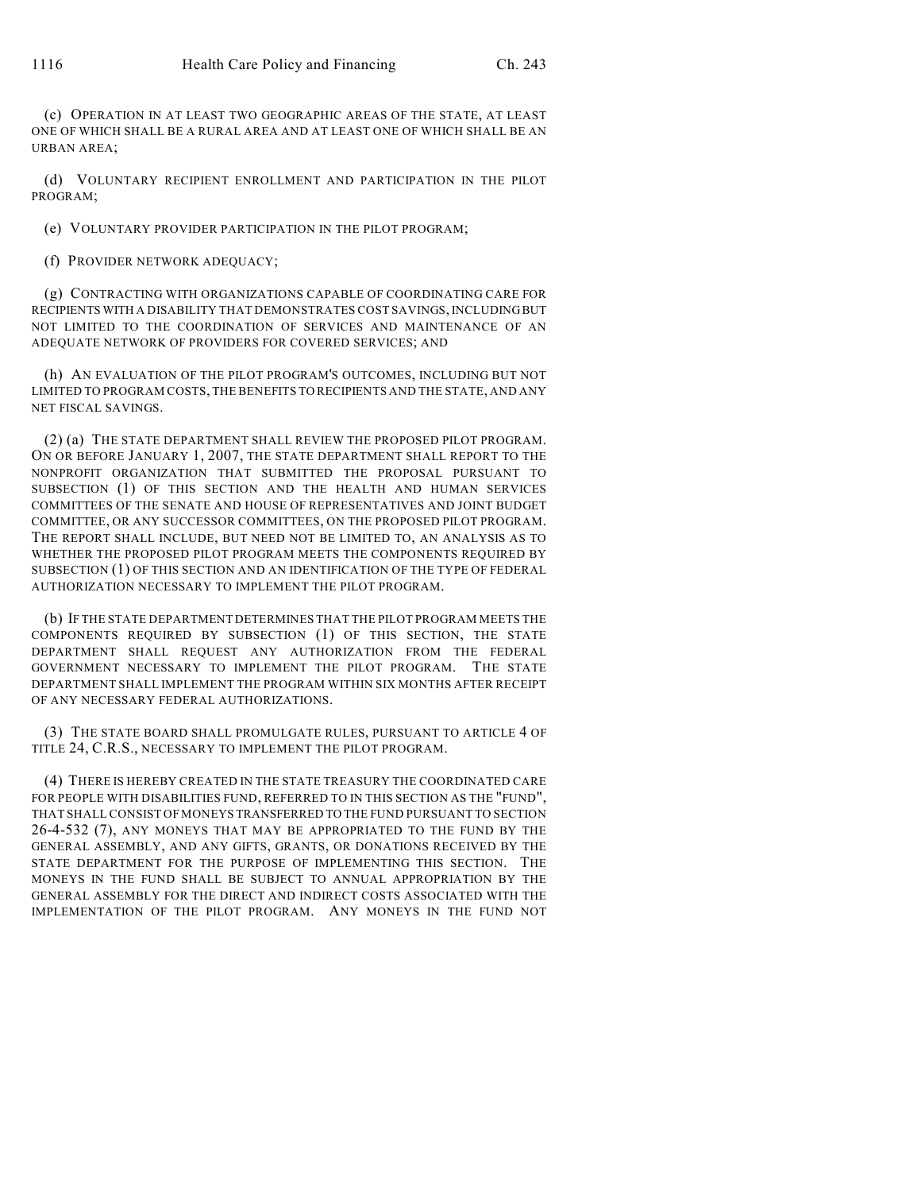(c) OPERATION IN AT LEAST TWO GEOGRAPHIC AREAS OF THE STATE, AT LEAST ONE OF WHICH SHALL BE A RURAL AREA AND AT LEAST ONE OF WHICH SHALL BE AN URBAN AREA;

(d) VOLUNTARY RECIPIENT ENROLLMENT AND PARTICIPATION IN THE PILOT PROGRAM;

(e) VOLUNTARY PROVIDER PARTICIPATION IN THE PILOT PROGRAM;

(f) PROVIDER NETWORK ADEQUACY;

(g) CONTRACTING WITH ORGANIZATIONS CAPABLE OF COORDINATING CARE FOR RECIPIENTS WITH A DISABILITY THAT DEMONSTRATES COST SAVINGS, INCLUDING BUT NOT LIMITED TO THE COORDINATION OF SERVICES AND MAINTENANCE OF AN ADEQUATE NETWORK OF PROVIDERS FOR COVERED SERVICES; AND

(h) AN EVALUATION OF THE PILOT PROGRAM'S OUTCOMES, INCLUDING BUT NOT LIMITED TO PROGRAM COSTS, THE BENEFITS TO RECIPIENTS AND THE STATE, AND ANY NET FISCAL SAVINGS.

(2) (a) THE STATE DEPARTMENT SHALL REVIEW THE PROPOSED PILOT PROGRAM. ON OR BEFORE JANUARY 1, 2007, THE STATE DEPARTMENT SHALL REPORT TO THE NONPROFIT ORGANIZATION THAT SUBMITTED THE PROPOSAL PURSUANT TO SUBSECTION (1) OF THIS SECTION AND THE HEALTH AND HUMAN SERVICES COMMITTEES OF THE SENATE AND HOUSE OF REPRESENTATIVES AND JOINT BUDGET COMMITTEE, OR ANY SUCCESSOR COMMITTEES, ON THE PROPOSED PILOT PROGRAM. THE REPORT SHALL INCLUDE, BUT NEED NOT BE LIMITED TO, AN ANALYSIS AS TO WHETHER THE PROPOSED PILOT PROGRAM MEETS THE COMPONENTS REQUIRED BY SUBSECTION (1) OF THIS SECTION AND AN IDENTIFICATION OF THE TYPE OF FEDERAL AUTHORIZATION NECESSARY TO IMPLEMENT THE PILOT PROGRAM.

(b) IF THE STATE DEPARTMENT DETERMINES THAT THE PILOT PROGRAM MEETS THE COMPONENTS REQUIRED BY SUBSECTION (1) OF THIS SECTION, THE STATE DEPARTMENT SHALL REQUEST ANY AUTHORIZATION FROM THE FEDERAL GOVERNMENT NECESSARY TO IMPLEMENT THE PILOT PROGRAM. THE STATE DEPARTMENT SHALL IMPLEMENT THE PROGRAM WITHIN SIX MONTHS AFTER RECEIPT OF ANY NECESSARY FEDERAL AUTHORIZATIONS.

(3) THE STATE BOARD SHALL PROMULGATE RULES, PURSUANT TO ARTICLE 4 OF TITLE 24, C.R.S., NECESSARY TO IMPLEMENT THE PILOT PROGRAM.

(4) THERE IS HEREBY CREATED IN THE STATE TREASURY THE COORDINATED CARE FOR PEOPLE WITH DISABILITIES FUND, REFERRED TO IN THIS SECTION AS THE "FUND", THAT SHALL CONSIST OF MONEYS TRANSFERRED TO THE FUND PURSUANT TO SECTION 26-4-532 (7), ANY MONEYS THAT MAY BE APPROPRIATED TO THE FUND BY THE GENERAL ASSEMBLY, AND ANY GIFTS, GRANTS, OR DONATIONS RECEIVED BY THE STATE DEPARTMENT FOR THE PURPOSE OF IMPLEMENTING THIS SECTION. THE MONEYS IN THE FUND SHALL BE SUBJECT TO ANNUAL APPROPRIATION BY THE GENERAL ASSEMBLY FOR THE DIRECT AND INDIRECT COSTS ASSOCIATED WITH THE IMPLEMENTATION OF THE PILOT PROGRAM. ANY MONEYS IN THE FUND NOT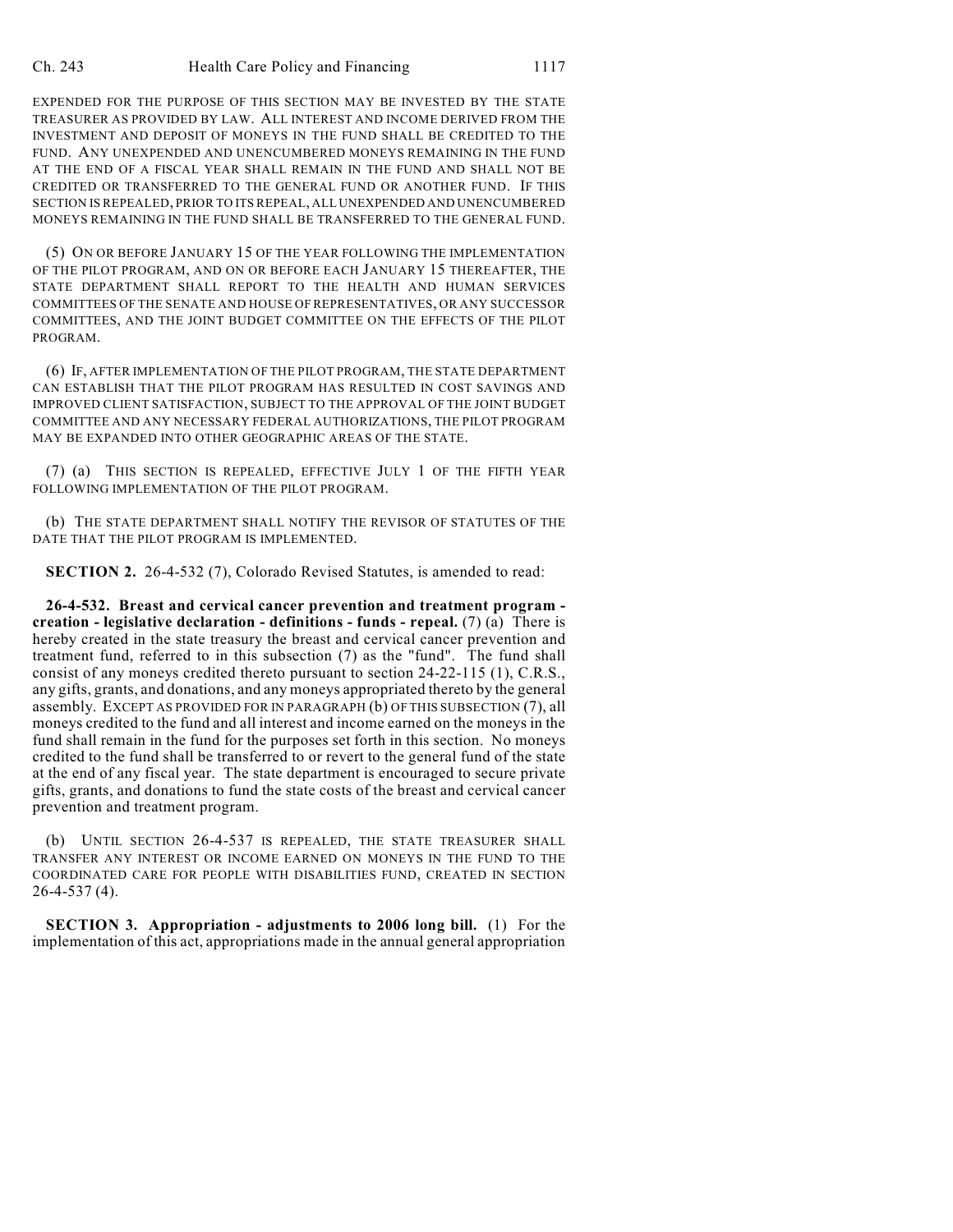EXPENDED FOR THE PURPOSE OF THIS SECTION MAY BE INVESTED BY THE STATE TREASURER AS PROVIDED BY LAW. ALL INTEREST AND INCOME DERIVED FROM THE INVESTMENT AND DEPOSIT OF MONEYS IN THE FUND SHALL BE CREDITED TO THE FUND. ANY UNEXPENDED AND UNENCUMBERED MONEYS REMAINING IN THE FUND AT THE END OF A FISCAL YEAR SHALL REMAIN IN THE FUND AND SHALL NOT BE CREDITED OR TRANSFERRED TO THE GENERAL FUND OR ANOTHER FUND. IF THIS SECTION IS REPEALED, PRIOR TO ITS REPEAL, ALL UNEXPENDED AND UNENCUMBERED MONEYS REMAINING IN THE FUND SHALL BE TRANSFERRED TO THE GENERAL FUND.

(5) ON OR BEFORE JANUARY 15 OF THE YEAR FOLLOWING THE IMPLEMENTATION OF THE PILOT PROGRAM, AND ON OR BEFORE EACH JANUARY 15 THEREAFTER, THE STATE DEPARTMENT SHALL REPORT TO THE HEALTH AND HUMAN SERVICES COMMITTEES OF THE SENATE AND HOUSE OF REPRESENTATIVES, OR ANY SUCCESSOR COMMITTEES, AND THE JOINT BUDGET COMMITTEE ON THE EFFECTS OF THE PILOT PROGRAM.

(6) IF, AFTER IMPLEMENTATION OF THE PILOT PROGRAM, THE STATE DEPARTMENT CAN ESTABLISH THAT THE PILOT PROGRAM HAS RESULTED IN COST SAVINGS AND IMPROVED CLIENT SATISFACTION, SUBJECT TO THE APPROVAL OF THE JOINT BUDGET COMMITTEE AND ANY NECESSARY FEDERAL AUTHORIZATIONS, THE PILOT PROGRAM MAY BE EXPANDED INTO OTHER GEOGRAPHIC AREAS OF THE STATE.

(7) (a) THIS SECTION IS REPEALED, EFFECTIVE JULY 1 OF THE FIFTH YEAR FOLLOWING IMPLEMENTATION OF THE PILOT PROGRAM.

(b) THE STATE DEPARTMENT SHALL NOTIFY THE REVISOR OF STATUTES OF THE DATE THAT THE PILOT PROGRAM IS IMPLEMENTED.

**SECTION 2.** 26-4-532 (7), Colorado Revised Statutes, is amended to read:

**26-4-532. Breast and cervical cancer prevention and treatment program - creation - legislative declaration - definitions - funds - repeal.** (7) (a) There is hereby created in the state treasury the breast and cervical cancer prevention and treatment fund, referred to in this subsection (7) as the "fund". The fund shall consist of any moneys credited thereto pursuant to section 24-22-115 (1), C.R.S., any gifts, grants, and donations, and any moneys appropriated thereto by the general assembly. EXCEPT AS PROVIDED FOR IN PARAGRAPH (b) OF THIS SUBSECTION (7), all moneys credited to the fund and all interest and income earned on the moneys in the fund shall remain in the fund for the purposes set forth in this section. No moneys credited to the fund shall be transferred to or revert to the general fund of the state at the end of any fiscal year. The state department is encouraged to secure private gifts, grants, and donations to fund the state costs of the breast and cervical cancer prevention and treatment program.

(b) UNTIL SECTION 26-4-537 IS REPEALED, THE STATE TREASURER SHALL TRANSFER ANY INTEREST OR INCOME EARNED ON MONEYS IN THE FUND TO THE COORDINATED CARE FOR PEOPLE WITH DISABILITIES FUND, CREATED IN SECTION 26-4-537 (4).

**SECTION 3. Appropriation - adjustments to 2006 long bill.** (1) For the implementation of this act, appropriations made in the annual general appropriation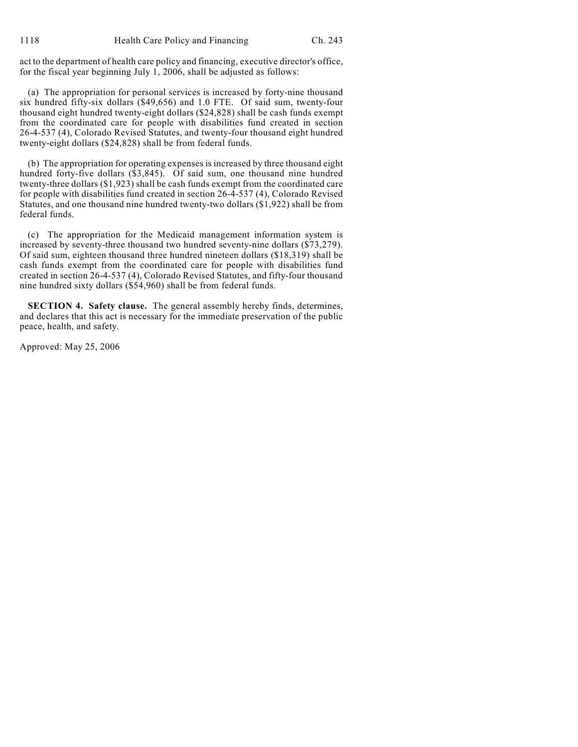act to the department of health care policy and financing, executive director's office, for the fiscal year beginning July 1, 2006, shall be adjusted as follows:

(a) The appropriation for personal services is increased by forty-nine thousand six hundred fifty-six dollars ($49,656) and 1.0 FTE. Of said sum, twenty-four thousand eight hundred twenty-eight dollars ($24,828) shall be cash funds exempt from the coordinated care for people with disabilities fund created in section 26-4-537 (4), Colorado Revised Statutes, and twenty-four thousand eight hundred twenty-eight dollars ($24,828) shall be from federal funds.

(b) The appropriation for operating expenses is increased by three thousand eight hundred forty-five dollars ($3,845). Of said sum, one thousand nine hundred twenty-three dollars ($1,923) shall be cash funds exempt from the coordinated care for people with disabilities fund created in section 26-4-537 (4), Colorado Revised Statutes, and one thousand nine hundred twenty-two dollars ($1,922) shall be from federal funds.

(c) The appropriation for the Medicaid management information system is increased by seventy-three thousand two hundred seventy-nine dollars ($73,279). Of said sum, eighteen thousand three hundred nineteen dollars ($18,319) shall be cash funds exempt from the coordinated care for people with disabilities fund created in section 26-4-537 (4), Colorado Revised Statutes, and fifty-four thousand nine hundred sixty dollars ($54,960) shall be from federal funds.

**SECTION 4. Safety clause.** The general assembly hereby finds, determines, and declares that this act is necessary for the immediate preservation of the public peace, health, and safety.

Approved: May 25, 2006